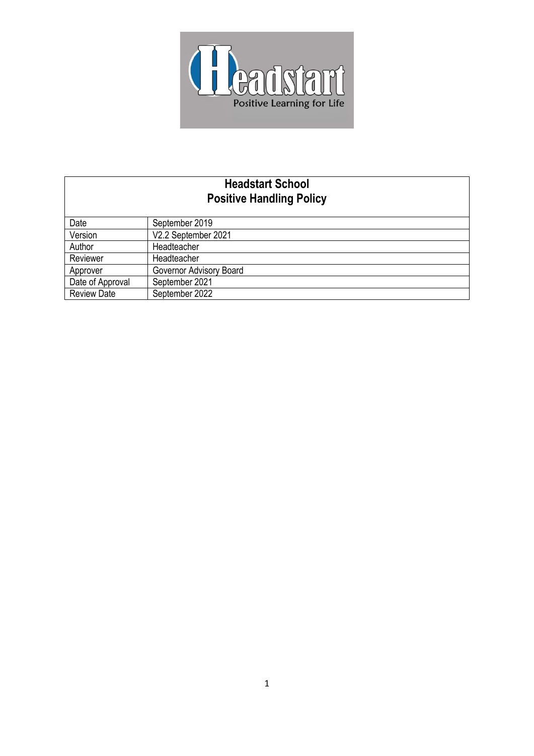| Headstart School<br>Positive Handling Policy | |
|---|---|
| Date | September 2019 |
| Version | V2.2 September 2021 |
| Author | Headteacher |
| Reviewer | Headteacher |
| Approver | Governor Advisory Board |
| Date of Approval | September 2021 |
| Review Date | September 2022 |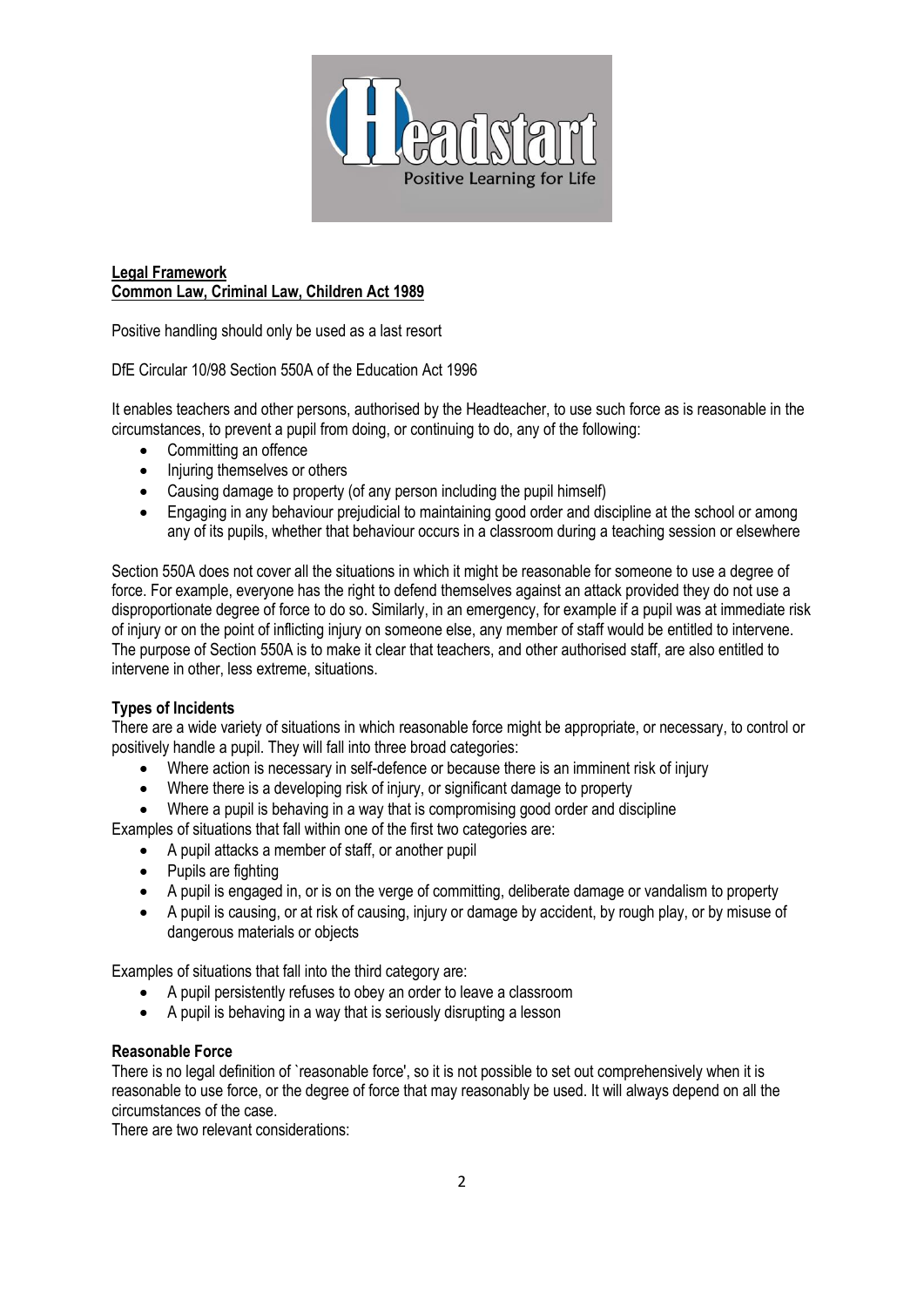**Legal Framework**
**Common Law, Criminal Law, Children Act 1989**

Positive handling should only be used as a last resort

DfE Circular 10/98 Section 550A of the Education Act 1996

It enables teachers and other persons, authorised by the Headteacher, to use such force as is reasonable in the circumstances, to prevent a pupil from doing, or continuing to do, any of the following:

- Committing an offence
- Injuring themselves or others
- Causing damage to property (of any person including the pupil himself)
- Engaging in any behaviour prejudicial to maintaining good order and discipline at the school or among any of its pupils, whether that behaviour occurs in a classroom during a teaching session or elsewhere

Section 550A does not cover all the situations in which it might be reasonable for someone to use a degree of force. For example, everyone has the right to defend themselves against an attack provided they do not use a disproportionate degree of force to do so. Similarly, in an emergency, for example if a pupil was at immediate risk of injury or on the point of inflicting injury on someone else, any member of staff would be entitled to intervene. The purpose of Section 550A is to make it clear that teachers, and other authorised staff, are also entitled to intervene in other, less extreme, situations.

**Types of Incidents**

There are a wide variety of situations in which reasonable force might be appropriate, or necessary, to control or positively handle a pupil. They will fall into three broad categories:

- Where action is necessary in self-defence or because there is an imminent risk of injury
- Where there is a developing risk of injury, or significant damage to property
- Where a pupil is behaving in a way that is compromising good order and discipline

Examples of situations that fall within one of the first two categories are:

- A pupil attacks a member of staff, or another pupil
- Pupils are fighting
- A pupil is engaged in, or is on the verge of committing, deliberate damage or vandalism to property
- A pupil is causing, or at risk of causing, injury or damage by accident, by rough play, or by misuse of dangerous materials or objects

Examples of situations that fall into the third category are:

- A pupil persistently refuses to obey an order to leave a classroom
- A pupil is behaving in a way that is seriously disrupting a lesson

**Reasonable Force**

There is no legal definition of `reasonable force', so it is not possible to set out comprehensively when it is reasonable to use force, or the degree of force that may reasonably be used. It will always depend on all the circumstances of the case.

There are two relevant considerations: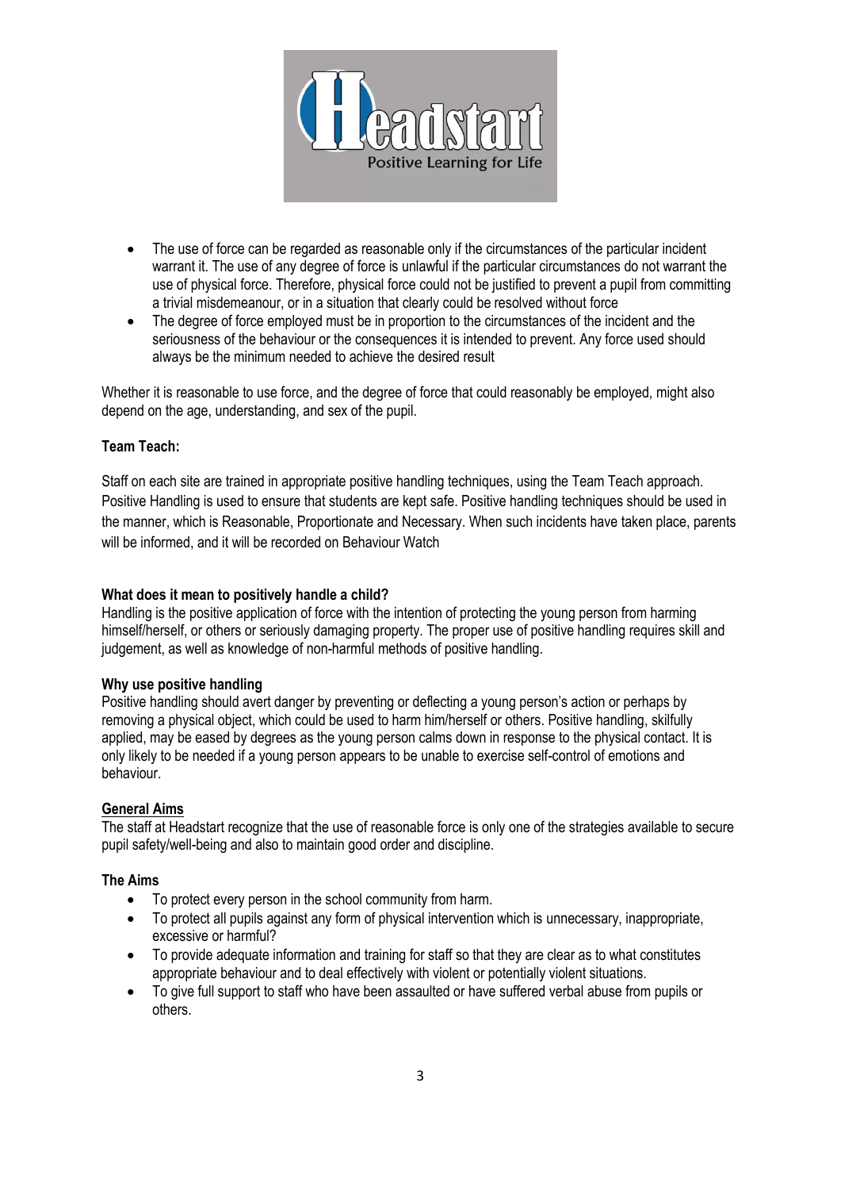- The use of force can be regarded as reasonable only if the circumstances of the particular incident warrant it. The use of any degree of force is unlawful if the particular circumstances do not warrant the use of physical force. Therefore, physical force could not be justified to prevent a pupil from committing a trivial misdemeanour, or in a situation that clearly could be resolved without force
- The degree of force employed must be in proportion to the circumstances of the incident and the seriousness of the behaviour or the consequences it is intended to prevent. Any force used should always be the minimum needed to achieve the desired result

Whether it is reasonable to use force, and the degree of force that could reasonably be employed, might also depend on the age, understanding, and sex of the pupil.

**Team Teach:**

Staff on each site are trained in appropriate positive handling techniques, using the Team Teach approach. Positive Handling is used to ensure that students are kept safe. Positive handling techniques should be used in the manner, which is Reasonable, Proportionate and Necessary. When such incidents have taken place, parents will be informed, and it will be recorded on Behaviour Watch

**What does it mean to positively handle a child?**

Handling is the positive application of force with the intention of protecting the young person from harming himself/herself, or others or seriously damaging property. The proper use of positive handling requires skill and judgement, as well as knowledge of non-harmful methods of positive handling.

**Why use positive handling**

Positive handling should avert danger by preventing or deflecting a young person's action or perhaps by removing a physical object, which could be used to harm him/herself or others. Positive handling, skilfully applied, may be eased by degrees as the young person calms down in response to the physical contact. It is only likely to be needed if a young person appears to be unable to exercise self-control of emotions and behaviour.

**General Aims**

The staff at Headstart recognize that the use of reasonable force is only one of the strategies available to secure pupil safety/well-being and also to maintain good order and discipline.

**The Aims**

- To protect every person in the school community from harm.
- To protect all pupils against any form of physical intervention which is unnecessary, inappropriate, excessive or harmful?
- To provide adequate information and training for staff so that they are clear as to what constitutes appropriate behaviour and to deal effectively with violent or potentially violent situations.
- To give full support to staff who have been assaulted or have suffered verbal abuse from pupils or others.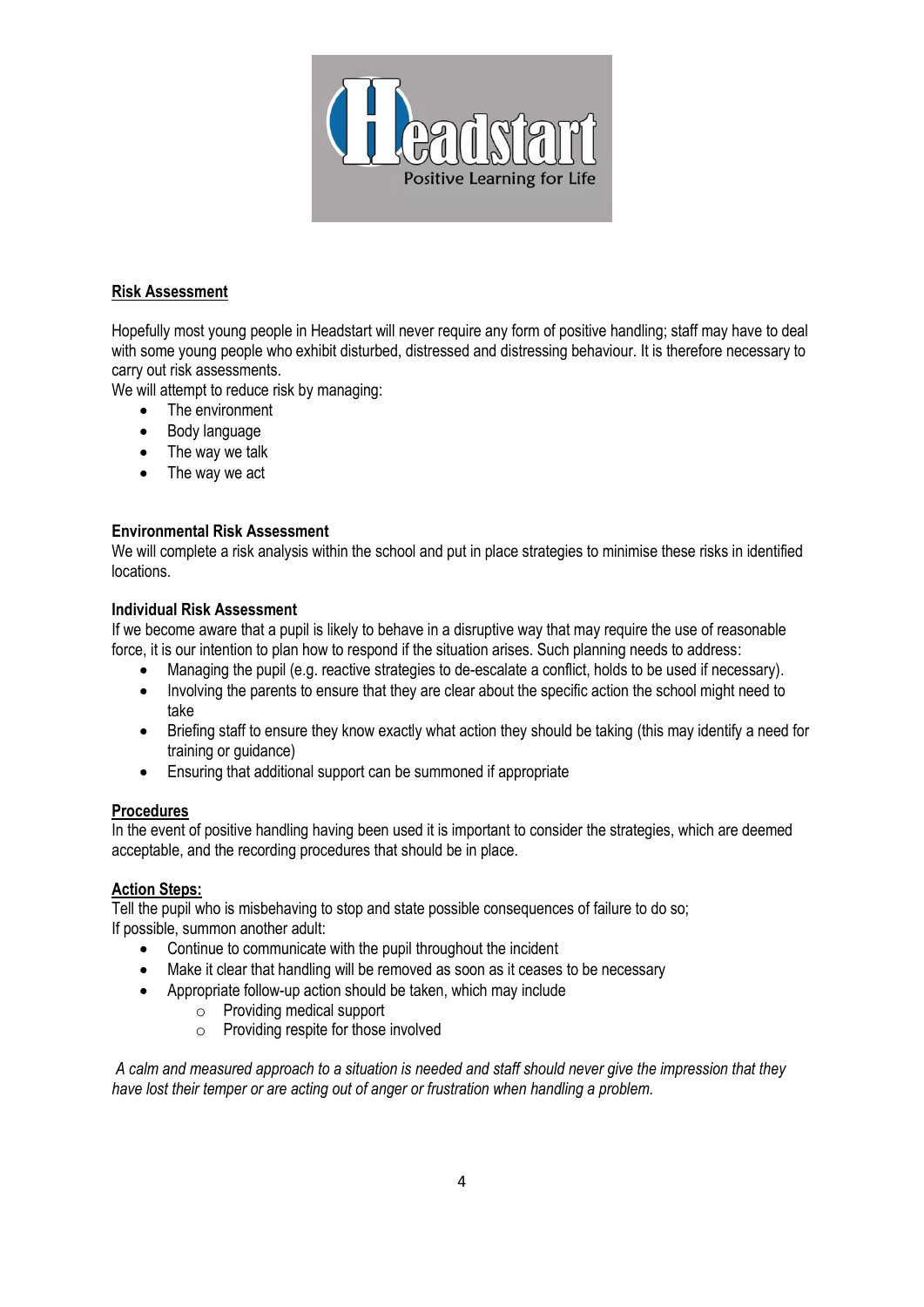## Risk Assessment

Hopefully most young people in Headstart will never require any form of positive handling; staff may have to deal with some young people who exhibit disturbed, distressed and distressing behaviour. It is therefore necessary to carry out risk assessments.

We will attempt to reduce risk by managing:

- The environment
- Body language
- The way we talk
- The way we act

### Environmental Risk Assessment

We will complete a risk analysis within the school and put in place strategies to minimise these risks in identified locations.

### Individual Risk Assessment

If we become aware that a pupil is likely to behave in a disruptive way that may require the use of reasonable force, it is our intention to plan how to respond if the situation arises. Such planning needs to address:

- Managing the pupil (e.g. reactive strategies to de-escalate a conflict, holds to be used if necessary).
- Involving the parents to ensure that they are clear about the specific action the school might need to take
- Briefing staff to ensure they know exactly what action they should be taking (this may identify a need for training or guidance)
- Ensuring that additional support can be summoned if appropriate

## Procedures

In the event of positive handling having been used it is important to consider the strategies, which are deemed acceptable, and the recording procedures that should be in place.

## Action Steps:

Tell the pupil who is misbehaving to stop and state possible consequences of failure to do so;
If possible, summon another adult:

- Continue to communicate with the pupil throughout the incident
- Make it clear that handling will be removed as soon as it ceases to be necessary
- Appropriate follow-up action should be taken, which may include
  - Providing medical support
  - Providing respite for those involved

*A calm and measured approach to a situation is needed and staff should never give the impression that they have lost their temper or are acting out of anger or frustration when handling a problem.*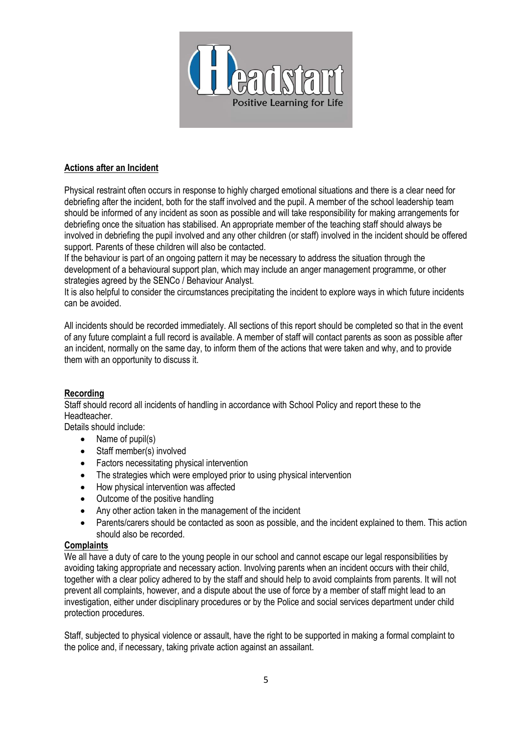## Actions after an Incident

Physical restraint often occurs in response to highly charged emotional situations and there is a clear need for debriefing after the incident, both for the staff involved and the pupil. A member of the school leadership team should be informed of any incident as soon as possible and will take responsibility for making arrangements for debriefing once the situation has stabilised. An appropriate member of the teaching staff should always be involved in debriefing the pupil involved and any other children (or staff) involved in the incident should be offered support. Parents of these children will also be contacted.

If the behaviour is part of an ongoing pattern it may be necessary to address the situation through the development of a behavioural support plan, which may include an anger management programme, or other strategies agreed by the SENCo / Behaviour Analyst.

It is also helpful to consider the circumstances precipitating the incident to explore ways in which future incidents can be avoided.

All incidents should be recorded immediately. All sections of this report should be completed so that in the event of any future complaint a full record is available. A member of staff will contact parents as soon as possible after an incident, normally on the same day, to inform them of the actions that were taken and why, and to provide them with an opportunity to discuss it.

## Recording

Staff should record all incidents of handling in accordance with School Policy and report these to the Headteacher.

Details should include:

- Name of pupil(s)
- Staff member(s) involved
- Factors necessitating physical intervention
- The strategies which were employed prior to using physical intervention
- How physical intervention was affected
- Outcome of the positive handling
- Any other action taken in the management of the incident
- Parents/carers should be contacted as soon as possible, and the incident explained to them. This action should also be recorded.

## Complaints

We all have a duty of care to the young people in our school and cannot escape our legal responsibilities by avoiding taking appropriate and necessary action. Involving parents when an incident occurs with their child, together with a clear policy adhered to by the staff and should help to avoid complaints from parents. It will not prevent all complaints, however, and a dispute about the use of force by a member of staff might lead to an investigation, either under disciplinary procedures or by the Police and social services department under child protection procedures.

Staff, subjected to physical violence or assault, have the right to be supported in making a formal complaint to the police and, if necessary, taking private action against an assailant.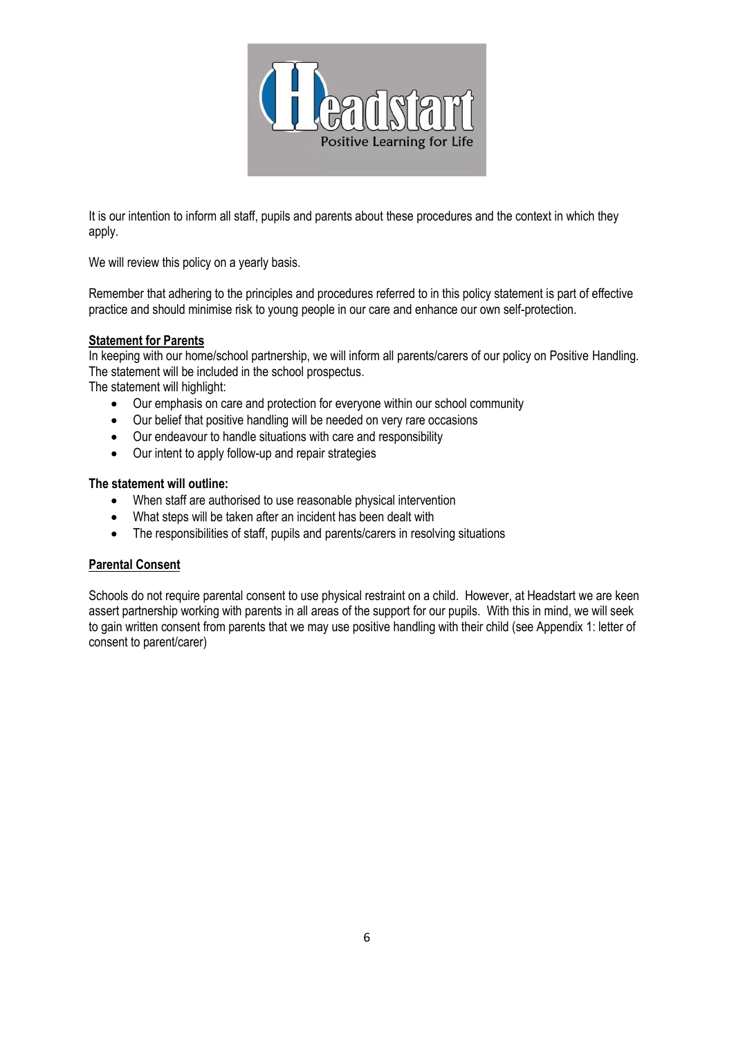It is our intention to inform all staff, pupils and parents about these procedures and the context in which they apply.

We will review this policy on a yearly basis.

Remember that adhering to the principles and procedures referred to in this policy statement is part of effective practice and should minimise risk to young people in our care and enhance our own self-protection.

## Statement for Parents

In keeping with our home/school partnership, we will inform all parents/carers of our policy on Positive Handling. The statement will be included in the school prospectus.

The statement will highlight:

- Our emphasis on care and protection for everyone within our school community
- Our belief that positive handling will be needed on very rare occasions
- Our endeavour to handle situations with care and responsibility
- Our intent to apply follow-up and repair strategies

**The statement will outline:**

- When staff are authorised to use reasonable physical intervention
- What steps will be taken after an incident has been dealt with
- The responsibilities of staff, pupils and parents/carers in resolving situations

## Parental Consent

Schools do not require parental consent to use physical restraint on a child. However, at Headstart we are keen assert partnership working with parents in all areas of the support for our pupils. With this in mind, we will seek to gain written consent from parents that we may use positive handling with their child (see Appendix 1: letter of consent to parent/carer)